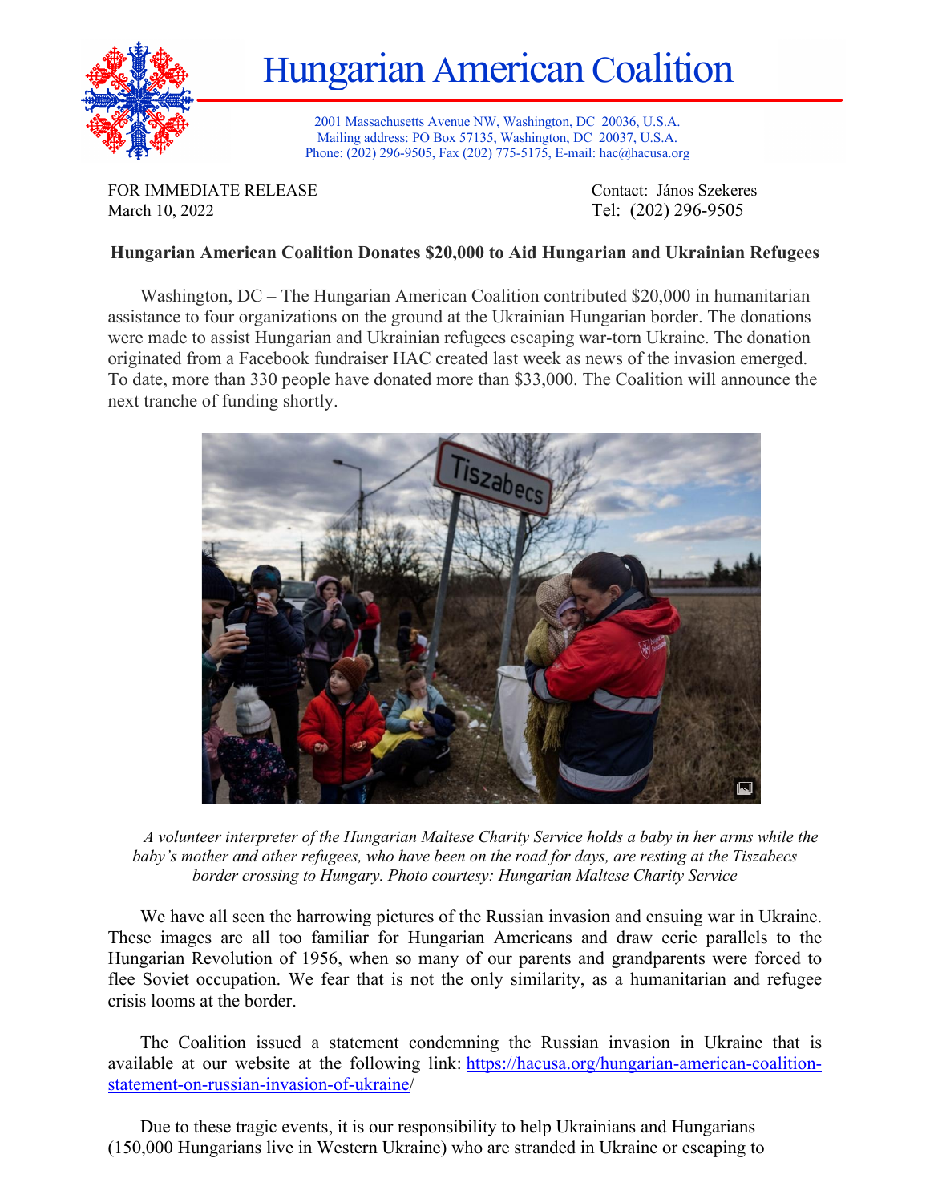# Hungarian American Coalition

2001 Massachusetts Avenue NW, Washington, DC 20036, U.S.A.
Mailing address: PO Box 57135, Washington, DC 20037, U.S.A.
Phone: (202) 296-9505, Fax (202) 775-5175, E-mail: hac@hacusa.org

FOR IMMEDIATE RELEASE
March 10, 2022

Contact: János Szekeres
Tel: (202) 296-9505

**Hungarian American Coalition Donates $20,000 to Aid Hungarian and Ukrainian Refugees**

Washington, DC – The Hungarian American Coalition contributed $20,000 in humanitarian assistance to four organizations on the ground at the Ukrainian Hungarian border. The donations were made to assist Hungarian and Ukrainian refugees escaping war-torn Ukraine. The donation originated from a Facebook fundraiser HAC created last week as news of the invasion emerged. To date, more than 330 people have donated more than $33,000. The Coalition will announce the next tranche of funding shortly.

*A volunteer interpreter of the Hungarian Maltese Charity Service holds a baby in her arms while the baby's mother and other refugees, who have been on the road for days, are resting at the Tiszabecs border crossing to Hungary. Photo courtesy: Hungarian Maltese Charity Service*

We have all seen the harrowing pictures of the Russian invasion and ensuing war in Ukraine. These images are all too familiar for Hungarian Americans and draw eerie parallels to the Hungarian Revolution of 1956, when so many of our parents and grandparents were forced to flee Soviet occupation. We fear that is not the only similarity, as a humanitarian and refugee crisis looms at the border.

The Coalition issued a statement condemning the Russian invasion in Ukraine that is available at our website at the following link: https://hacusa.org/hungarian-american-coalition-statement-on-russian-invasion-of-ukraine/

Due to these tragic events, it is our responsibility to help Ukrainians and Hungarians (150,000 Hungarians live in Western Ukraine) who are stranded in Ukraine or escaping to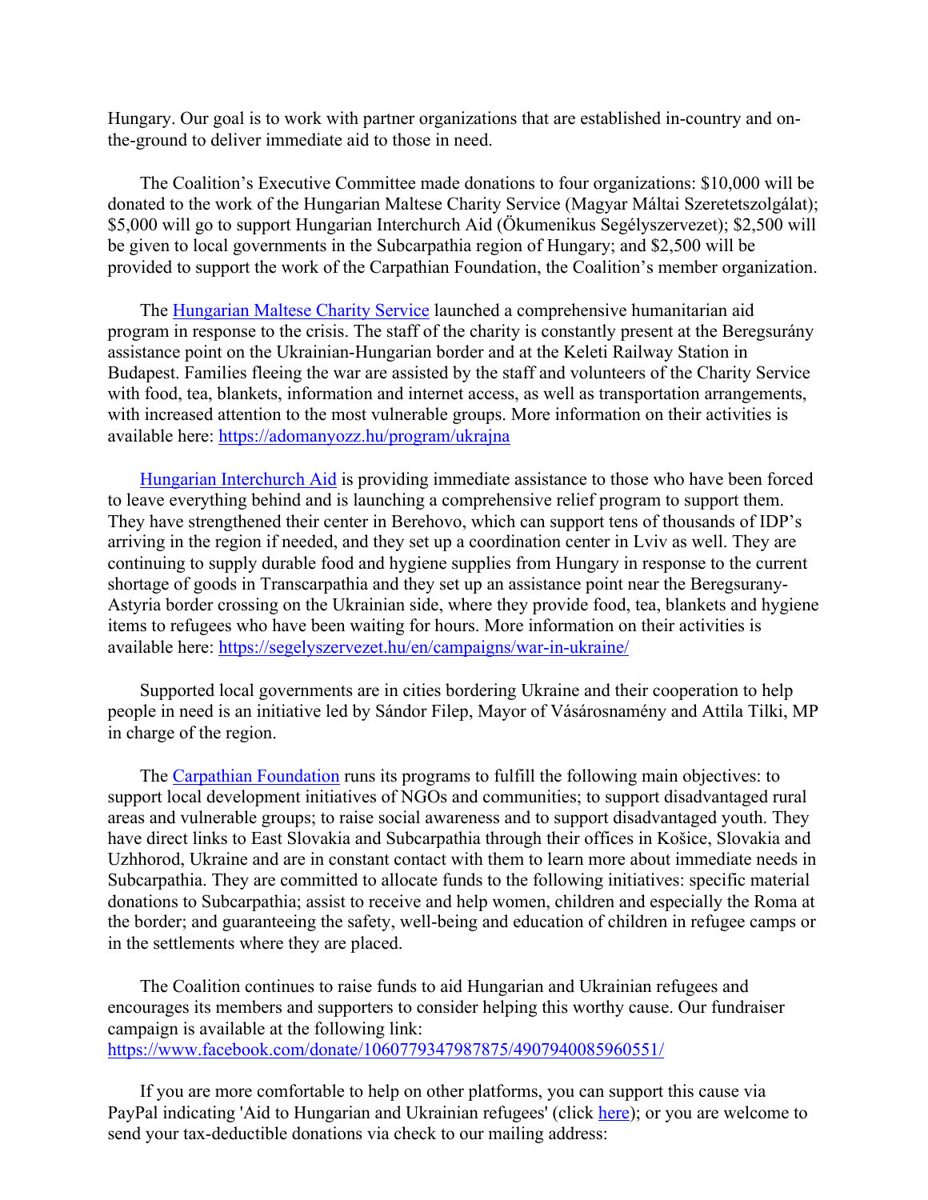Hungary. Our goal is to work with partner organizations that are established in-country and on-the-ground to deliver immediate aid to those in need.

The Coalition's Executive Committee made donations to four organizations: $10,000 will be donated to the work of the Hungarian Maltese Charity Service (Magyar Máltai Szeretetszolgálat); $5,000 will go to support Hungarian Interchurch Aid (Ökumenikus Segélyszervezet); $2,500 will be given to local governments in the Subcarpathia region of Hungary; and $2,500 will be provided to support the work of the Carpathian Foundation, the Coalition's member organization.

The [Hungarian Maltese Charity Service](https://adomanyozz.hu/program/ukrajna) launched a comprehensive humanitarian aid program in response to the crisis. The staff of the charity is constantly present at the Beregsurány assistance point on the Ukrainian-Hungarian border and at the Keleti Railway Station in Budapest. Families fleeing the war are assisted by the staff and volunteers of the Charity Service with food, tea, blankets, information and internet access, as well as transportation arrangements, with increased attention to the most vulnerable groups. More information on their activities is available here: https://adomanyozz.hu/program/ukrajna

[Hungarian Interchurch Aid](https://segelyszervezet.hu/en/campaigns/war-in-ukraine/) is providing immediate assistance to those who have been forced to leave everything behind and is launching a comprehensive relief program to support them. They have strengthened their center in Berehovo, which can support tens of thousands of IDP's arriving in the region if needed, and they set up a coordination center in Lviv as well. They are continuing to supply durable food and hygiene supplies from Hungary in response to the current shortage of goods in Transcarpathia and they set up an assistance point near the Beregsurany-Astyria border crossing on the Ukrainian side, where they provide food, tea, blankets and hygiene items to refugees who have been waiting for hours. More information on their activities is available here: https://segelyszervezet.hu/en/campaigns/war-in-ukraine/

Supported local governments are in cities bordering Ukraine and their cooperation to help people in need is an initiative led by Sándor Filep, Mayor of Vásárosnamény and Attila Tilki, MP in charge of the region.

The Carpathian Foundation runs its programs to fulfill the following main objectives: to support local development initiatives of NGOs and communities; to support disadvantaged rural areas and vulnerable groups; to raise social awareness and to support disadvantaged youth. They have direct links to East Slovakia and Subcarpathia through their offices in Košice, Slovakia and Uzhhorod, Ukraine and are in constant contact with them to learn more about immediate needs in Subcarpathia. They are committed to allocate funds to the following initiatives: specific material donations to Subcarpathia; assist to receive and help women, children and especially the Roma at the border; and guaranteeing the safety, well-being and education of children in refugee camps or in the settlements where they are placed.

The Coalition continues to raise funds to aid Hungarian and Ukrainian refugees and encourages its members and supporters to consider helping this worthy cause. Our fundraiser campaign is available at the following link: https://www.facebook.com/donate/1060779347987875/4907940085960551/

If you are more comfortable to help on other platforms, you can support this cause via PayPal indicating 'Aid to Hungarian and Ukrainian refugees' (click here); or you are welcome to send your tax-deductible donations via check to our mailing address: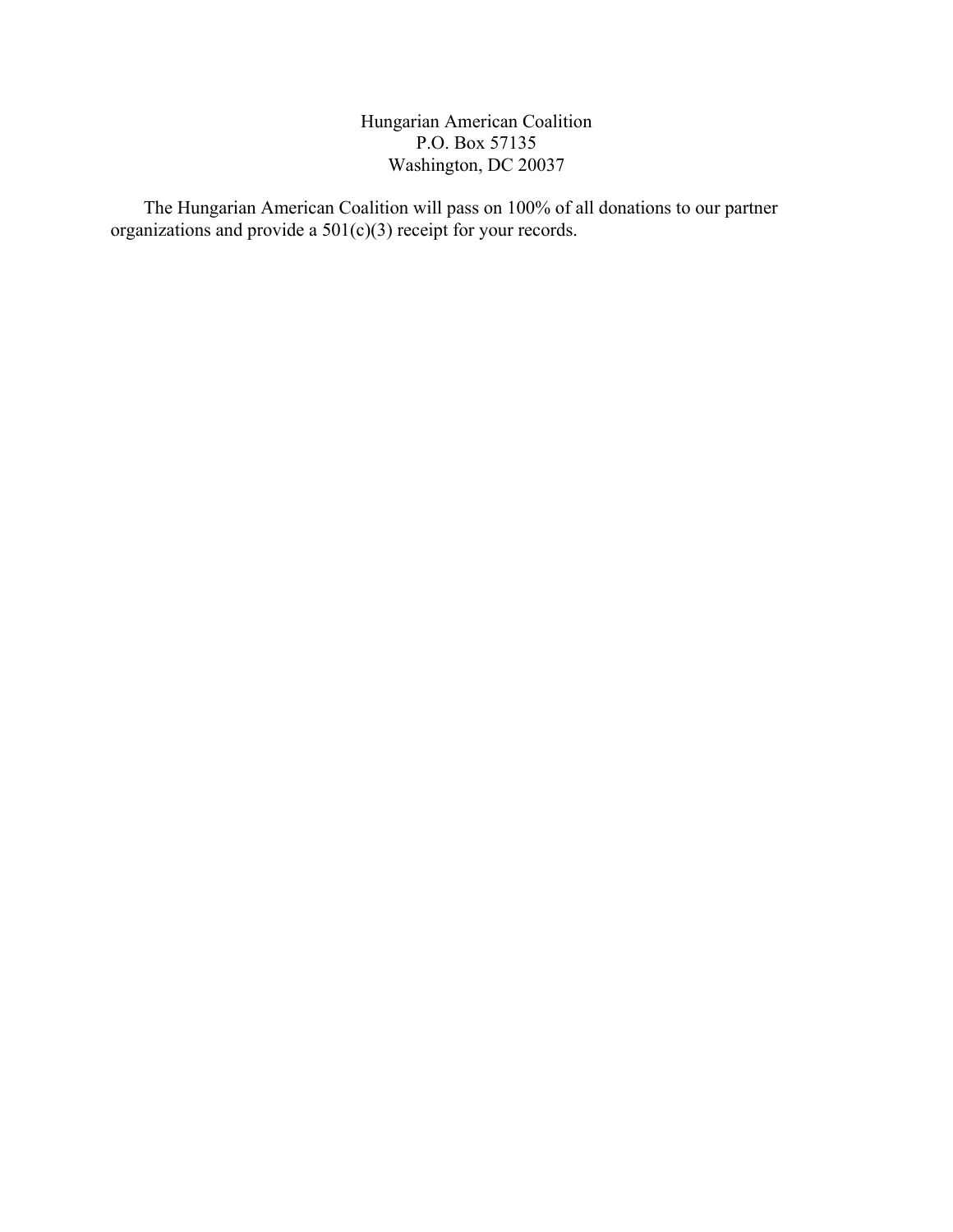Hungarian American Coalition
P.O. Box 57135
Washington, DC 20037

The Hungarian American Coalition will pass on 100% of all donations to our partner organizations and provide a 501(c)(3) receipt for your records.